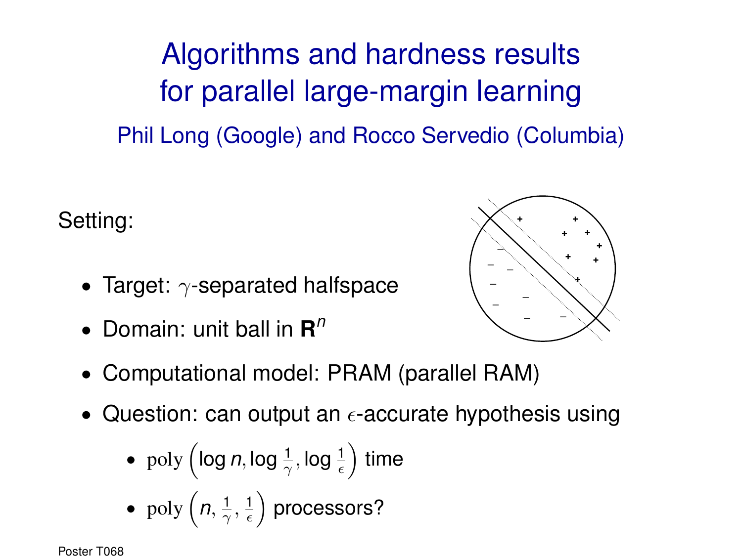# Algorithms and hardness results for parallel large-margin learning

Phil Long (Google) and Rocco Servedio (Columbia)

Setting:

- Target: $\gamma$-separated halfspace
- Domain: unit ball in $\mathbf{R}^n$
- Computational model: PRAM (parallel RAM)
- Question: can output an $\epsilon$-accurate hypothesis using
  - $\mathrm{poly}\left(\log n, \log \frac{1}{\gamma}, \log \frac{1}{\epsilon}\right)$ time
  - $\mathrm{poly}\left(n, \frac{1}{\gamma}, \frac{1}{\epsilon}\right)$ processors?

Poster T068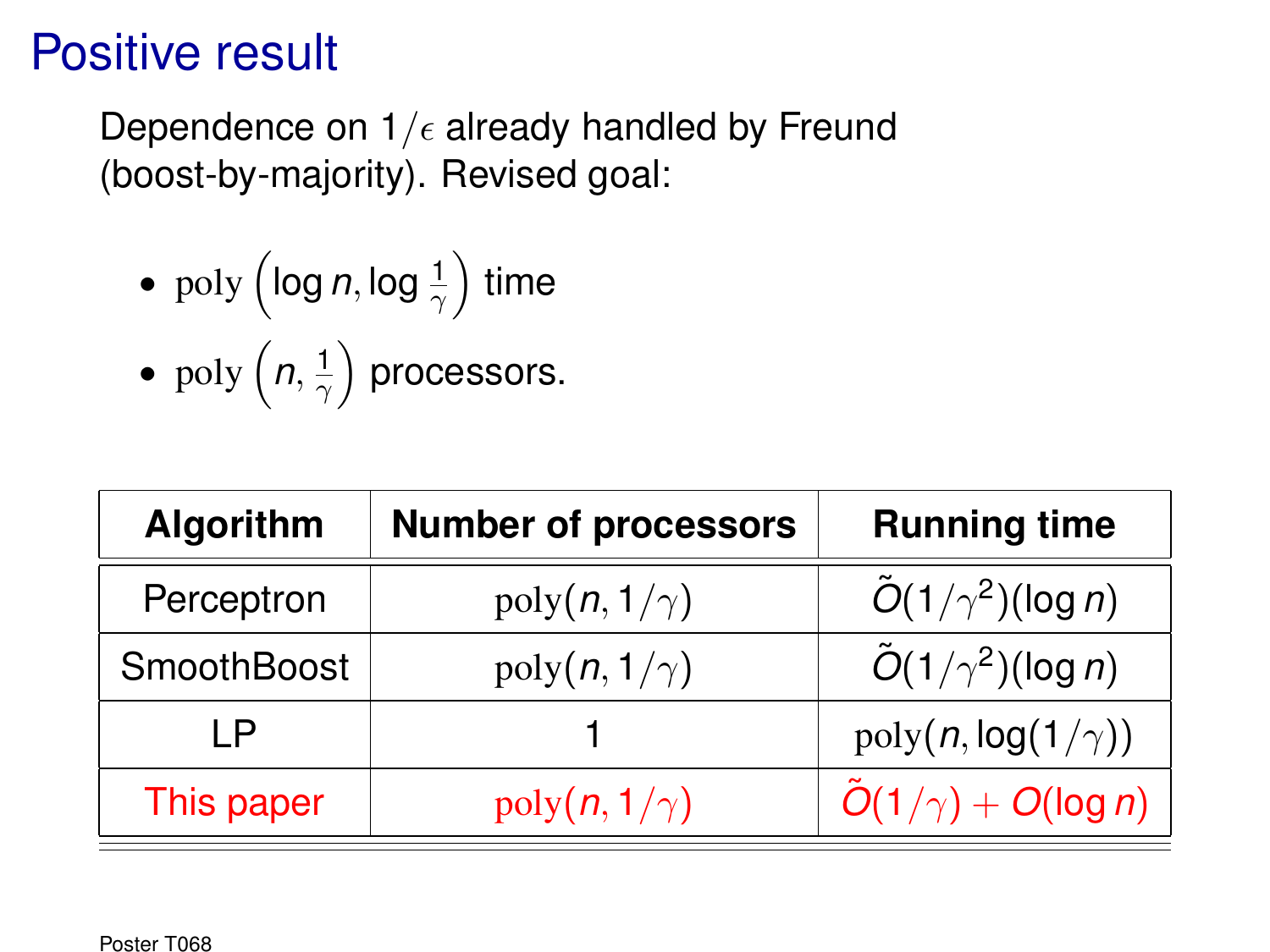# Positive result

Dependence on $1/\epsilon$ already handled by Freund (boost-by-majority). Revised goal:

- $\mathrm{poly}\left(\log n, \log \frac{1}{\gamma}\right)$ time
- $\mathrm{poly}\left(n, \frac{1}{\gamma}\right)$ processors.

| **Algorithm** | **Number of processors** | **Running time** |
|---|---|---|
| Perceptron | $\mathrm{poly}(n, 1/\gamma)$ | $\tilde{O}(1/\gamma^2)(\log n)$ |
| SmoothBoost | $\mathrm{poly}(n, 1/\gamma)$ | $\tilde{O}(1/\gamma^2)(\log n)$ |
| LP | 1 | $\mathrm{poly}(n, \log(1/\gamma))$ |
| This paper | $\mathrm{poly}(n, 1/\gamma)$ | $\tilde{O}(1/\gamma) + O(\log n)$ |

Poster T068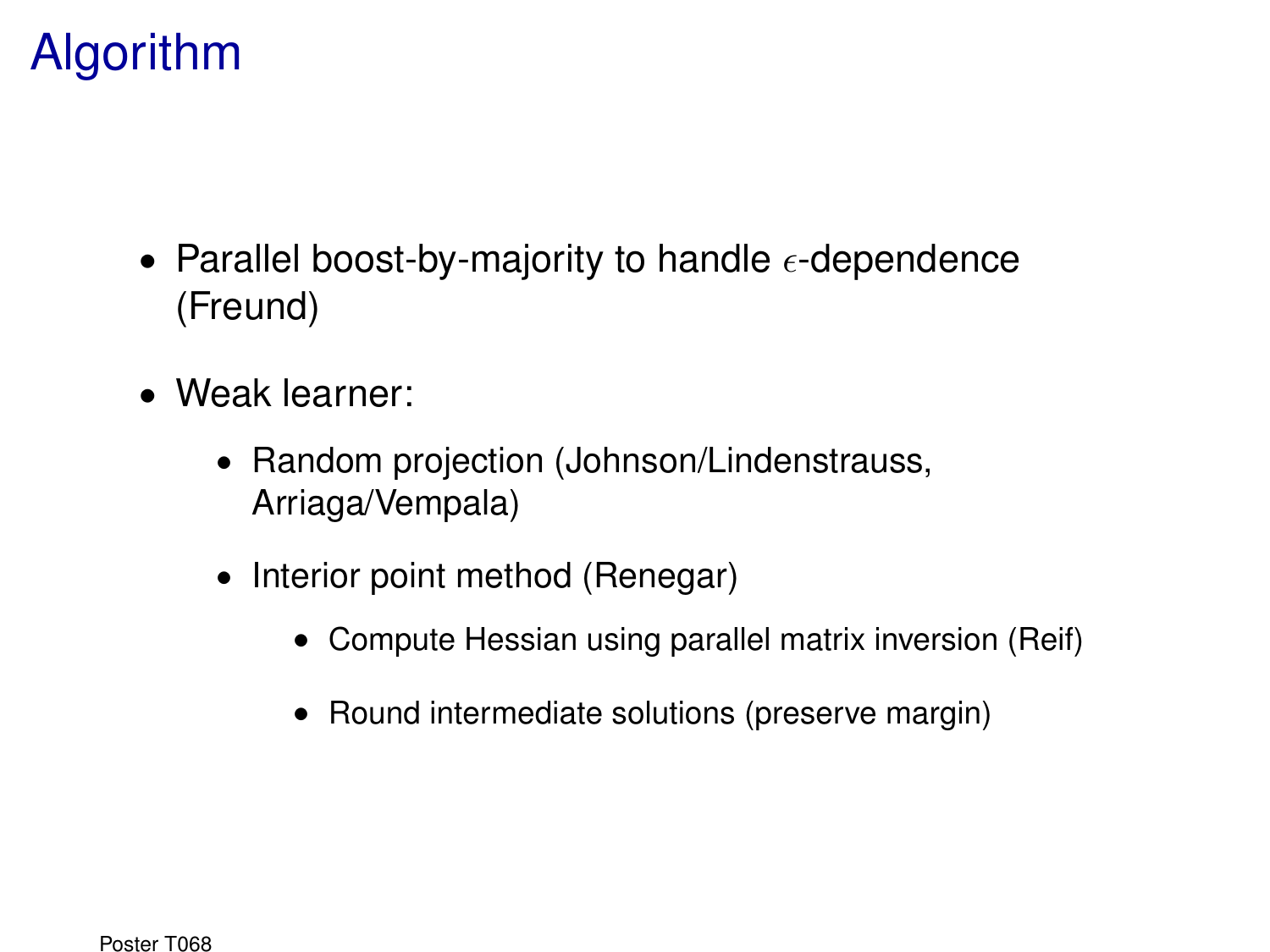# Algorithm

- Parallel boost-by-majority to handle $\epsilon$-dependence (Freund)
- Weak learner:
  - Random projection (Johnson/Lindenstrauss, Arriaga/Vempala)
  - Interior point method (Renegar)
    - Compute Hessian using parallel matrix inversion (Reif)
    - Round intermediate solutions (preserve margin)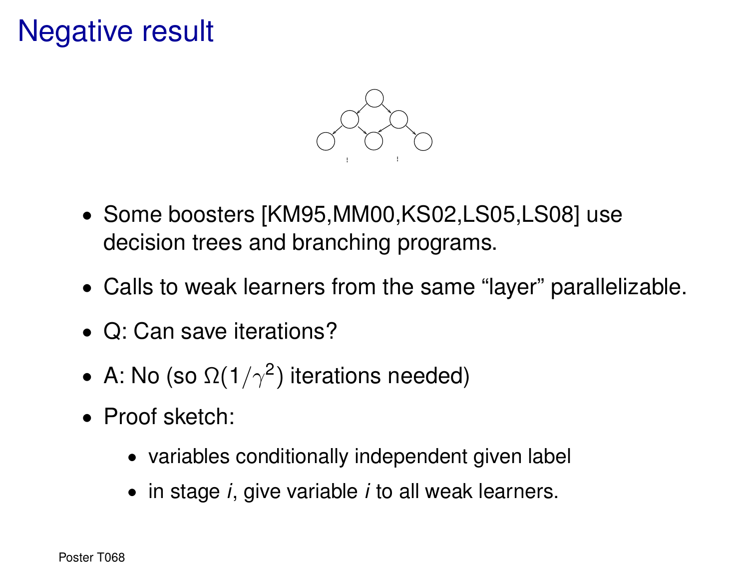# Negative result

- Some boosters [KM95,MM00,KS02,LS05,LS08] use decision trees and branching programs.
- Calls to weak learners from the same "layer" parallelizable.
- Q: Can save iterations?
- A: No (so $\Omega(1/\gamma^2)$ iterations needed)
- Proof sketch:
  - variables conditionally independent given label
  - in stage *i*, give variable *i* to all weak learners.

Poster T068